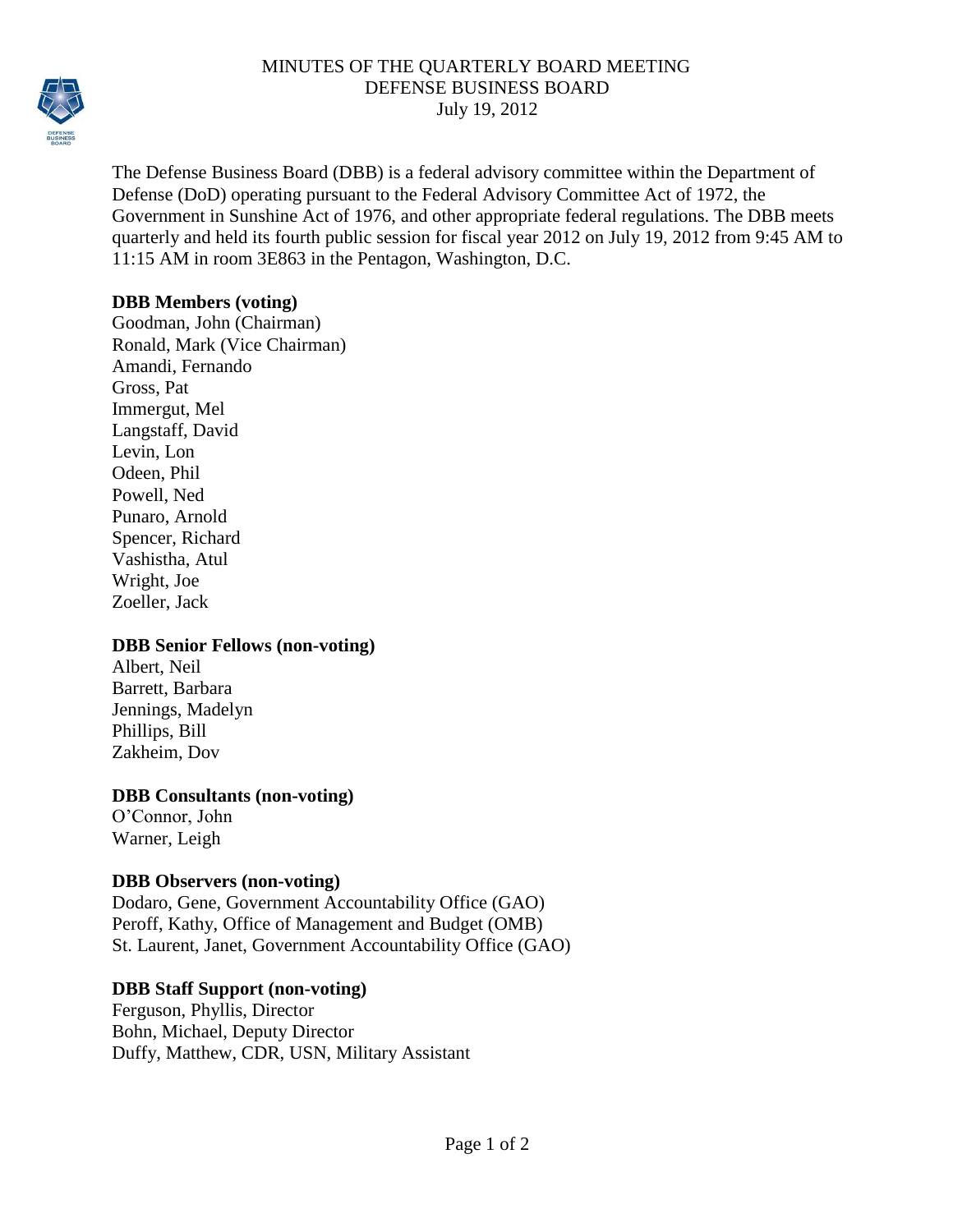# MINUTES OF THE QUARTERLY BOARD MEETING
## DEFENSE BUSINESS BOARD
### July 19, 2012

The Defense Business Board (DBB) is a federal advisory committee within the Department of Defense (DoD) operating pursuant to the Federal Advisory Committee Act of 1972, the Government in Sunshine Act of 1976, and other appropriate federal regulations. The DBB meets quarterly and held its fourth public session for fiscal year 2012 on July 19, 2012 from 9:45 AM to 11:15 AM in room 3E863 in the Pentagon, Washington, D.C.

**DBB Members (voting)**
Goodman, John (Chairman)
Ronald, Mark (Vice Chairman)
Amandi, Fernando
Gross, Pat
Immergut, Mel
Langstaff, David
Levin, Lon
Odeen, Phil
Powell, Ned
Punaro, Arnold
Spencer, Richard
Vashistha, Atul
Wright, Joe
Zoeller, Jack

**DBB Senior Fellows (non-voting)**
Albert, Neil
Barrett, Barbara
Jennings, Madelyn
Phillips, Bill
Zakheim, Dov

**DBB Consultants (non-voting)**
O'Connor, John
Warner, Leigh

**DBB Observers (non-voting)**
Dodaro, Gene, Government Accountability Office (GAO)
Peroff, Kathy, Office of Management and Budget (OMB)
St. Laurent, Janet, Government Accountability Office (GAO)

**DBB Staff Support (non-voting)**
Ferguson, Phyllis, Director
Bohn, Michael, Deputy Director
Duffy, Matthew, CDR, USN, Military Assistant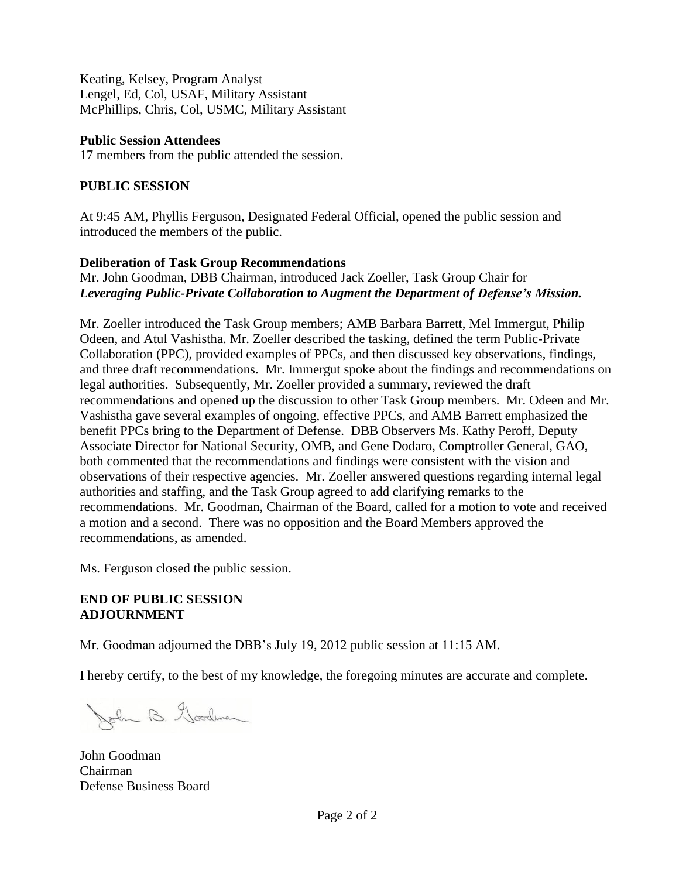Keating, Kelsey, Program Analyst
Lengel, Ed, Col, USAF, Military Assistant
McPhillips, Chris, Col, USMC, Military Assistant

**Public Session Attendees**
17 members from the public attended the session.

## PUBLIC SESSION

At 9:45 AM, Phyllis Ferguson, Designated Federal Official, opened the public session and introduced the members of the public.

**Deliberation of Task Group Recommendations**
Mr. John Goodman, DBB Chairman, introduced Jack Zoeller, Task Group Chair for ***Leveraging Public-Private Collaboration to Augment the Department of Defense's Mission.***

Mr. Zoeller introduced the Task Group members; AMB Barbara Barrett, Mel Immergut, Philip Odeen, and Atul Vashistha. Mr. Zoeller described the tasking, defined the term Public-Private Collaboration (PPC), provided examples of PPCs, and then discussed key observations, findings, and three draft recommendations. Mr. Immergut spoke about the findings and recommendations on legal authorities. Subsequently, Mr. Zoeller provided a summary, reviewed the draft recommendations and opened up the discussion to other Task Group members. Mr. Odeen and Mr. Vashistha gave several examples of ongoing, effective PPCs, and AMB Barrett emphasized the benefit PPCs bring to the Department of Defense. DBB Observers Ms. Kathy Peroff, Deputy Associate Director for National Security, OMB, and Gene Dodaro, Comptroller General, GAO, both commented that the recommendations and findings were consistent with the vision and observations of their respective agencies. Mr. Zoeller answered questions regarding internal legal authorities and staffing, and the Task Group agreed to add clarifying remarks to the recommendations. Mr. Goodman, Chairman of the Board, called for a motion to vote and received a motion and a second. There was no opposition and the Board Members approved the recommendations, as amended.

Ms. Ferguson closed the public session.

## END OF PUBLIC SESSION
## ADJOURNMENT

Mr. Goodman adjourned the DBB's July 19, 2012 public session at 11:15 AM.

I hereby certify, to the best of my knowledge, the foregoing minutes are accurate and complete.

John B. Goodman

John Goodman
Chairman
Defense Business Board